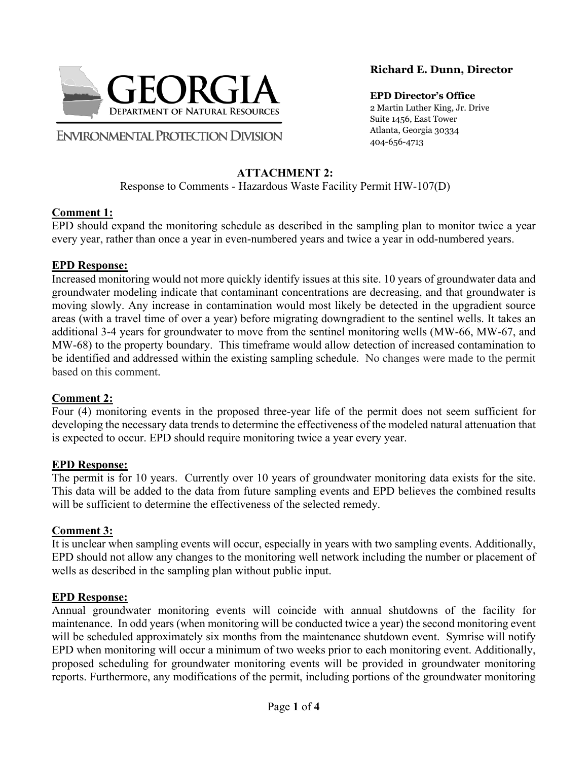**Richard E. Dunn, Director**

**EPD Director's Office**
2 Martin Luther King, Jr. Drive
Suite 1456, East Tower
Atlanta, Georgia 30334
404-656-4713

GEORGIA
DEPARTMENT OF NATURAL RESOURCES
ENVIRONMENTAL PROTECTION DIVISION

**ATTACHMENT 2:**
Response to Comments - Hazardous Waste Facility Permit HW-107(D)

**Comment 1:**
EPD should expand the monitoring schedule as described in the sampling plan to monitor twice a year every year, rather than once a year in even-numbered years and twice a year in odd-numbered years.

**EPD Response:**
Increased monitoring would not more quickly identify issues at this site. 10 years of groundwater data and groundwater modeling indicate that contaminant concentrations are decreasing, and that groundwater is moving slowly. Any increase in contamination would most likely be detected in the upgradient source areas (with a travel time of over a year) before migrating downgradient to the sentinel wells. It takes an additional 3-4 years for groundwater to move from the sentinel monitoring wells (MW-66, MW-67, and MW-68) to the property boundary. This timeframe would allow detection of increased contamination to be identified and addressed within the existing sampling schedule. No changes were made to the permit based on this comment.

**Comment 2:**
Four (4) monitoring events in the proposed three-year life of the permit does not seem sufficient for developing the necessary data trends to determine the effectiveness of the modeled natural attenuation that is expected to occur. EPD should require monitoring twice a year every year.

**EPD Response:**
The permit is for 10 years. Currently over 10 years of groundwater monitoring data exists for the site. This data will be added to the data from future sampling events and EPD believes the combined results will be sufficient to determine the effectiveness of the selected remedy.

**Comment 3:**
It is unclear when sampling events will occur, especially in years with two sampling events. Additionally, EPD should not allow any changes to the monitoring well network including the number or placement of wells as described in the sampling plan without public input.

**EPD Response:**
Annual groundwater monitoring events will coincide with annual shutdowns of the facility for maintenance. In odd years (when monitoring will be conducted twice a year) the second monitoring event will be scheduled approximately six months from the maintenance shutdown event. Symrise will notify EPD when monitoring will occur a minimum of two weeks prior to each monitoring event. Additionally, proposed scheduling for groundwater monitoring events will be provided in groundwater monitoring reports. Furthermore, any modifications of the permit, including portions of the groundwater monitoring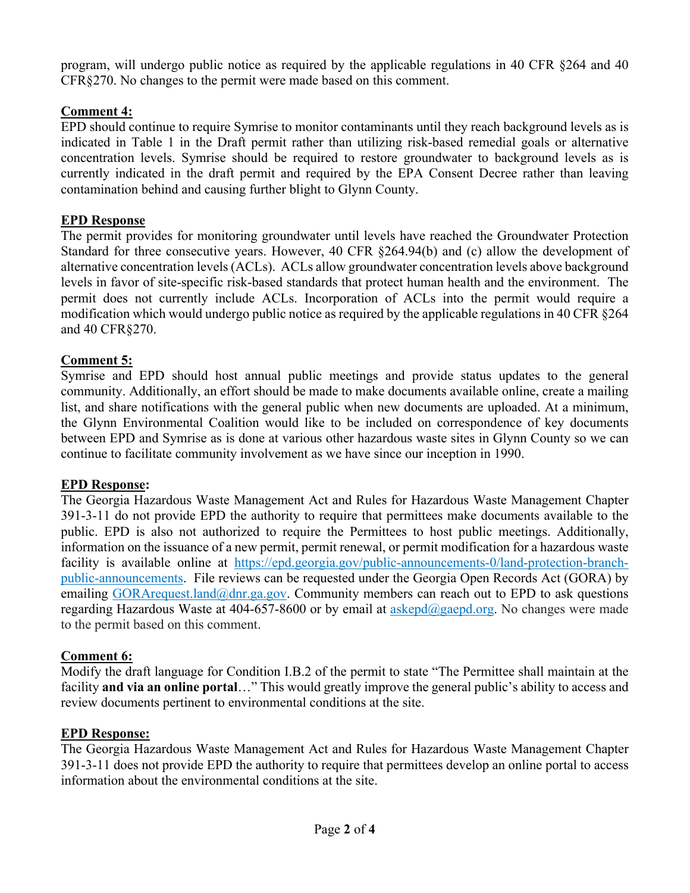program, will undergo public notice as required by the applicable regulations in 40 CFR §264 and 40 CFR§270. No changes to the permit were made based on this comment.

**Comment 4:**

EPD should continue to require Symrise to monitor contaminants until they reach background levels as is indicated in Table 1 in the Draft permit rather than utilizing risk-based remedial goals or alternative concentration levels. Symrise should be required to restore groundwater to background levels as is currently indicated in the draft permit and required by the EPA Consent Decree rather than leaving contamination behind and causing further blight to Glynn County.

**EPD Response**

The permit provides for monitoring groundwater until levels have reached the Groundwater Protection Standard for three consecutive years. However, 40 CFR §264.94(b) and (c) allow the development of alternative concentration levels (ACLs). ACLs allow groundwater concentration levels above background levels in favor of site-specific risk-based standards that protect human health and the environment. The permit does not currently include ACLs. Incorporation of ACLs into the permit would require a modification which would undergo public notice as required by the applicable regulations in 40 CFR §264 and 40 CFR§270.

**Comment 5:**

Symrise and EPD should host annual public meetings and provide status updates to the general community. Additionally, an effort should be made to make documents available online, create a mailing list, and share notifications with the general public when new documents are uploaded. At a minimum, the Glynn Environmental Coalition would like to be included on correspondence of key documents between EPD and Symrise as is done at various other hazardous waste sites in Glynn County so we can continue to facilitate community involvement as we have since our inception in 1990.

**EPD Response:**

The Georgia Hazardous Waste Management Act and Rules for Hazardous Waste Management Chapter 391-3-11 do not provide EPD the authority to require that permittees make documents available to the public. EPD is also not authorized to require the Permittees to host public meetings. Additionally, information on the issuance of a new permit, permit renewal, or permit modification for a hazardous waste facility is available online at https://epd.georgia.gov/public-announcements-0/land-protection-branch-public-announcements. File reviews can be requested under the Georgia Open Records Act (GORA) by emailing GORArequest.land@dnr.ga.gov. Community members can reach out to EPD to ask questions regarding Hazardous Waste at 404-657-8600 or by email at askepd@gaepd.org. No changes were made to the permit based on this comment.

**Comment 6:**

Modify the draft language for Condition I.B.2 of the permit to state "The Permittee shall maintain at the facility **and via an online portal**…" This would greatly improve the general public's ability to access and review documents pertinent to environmental conditions at the site.

**EPD Response:**

The Georgia Hazardous Waste Management Act and Rules for Hazardous Waste Management Chapter 391-3-11 does not provide EPD the authority to require that permittees develop an online portal to access information about the environmental conditions at the site.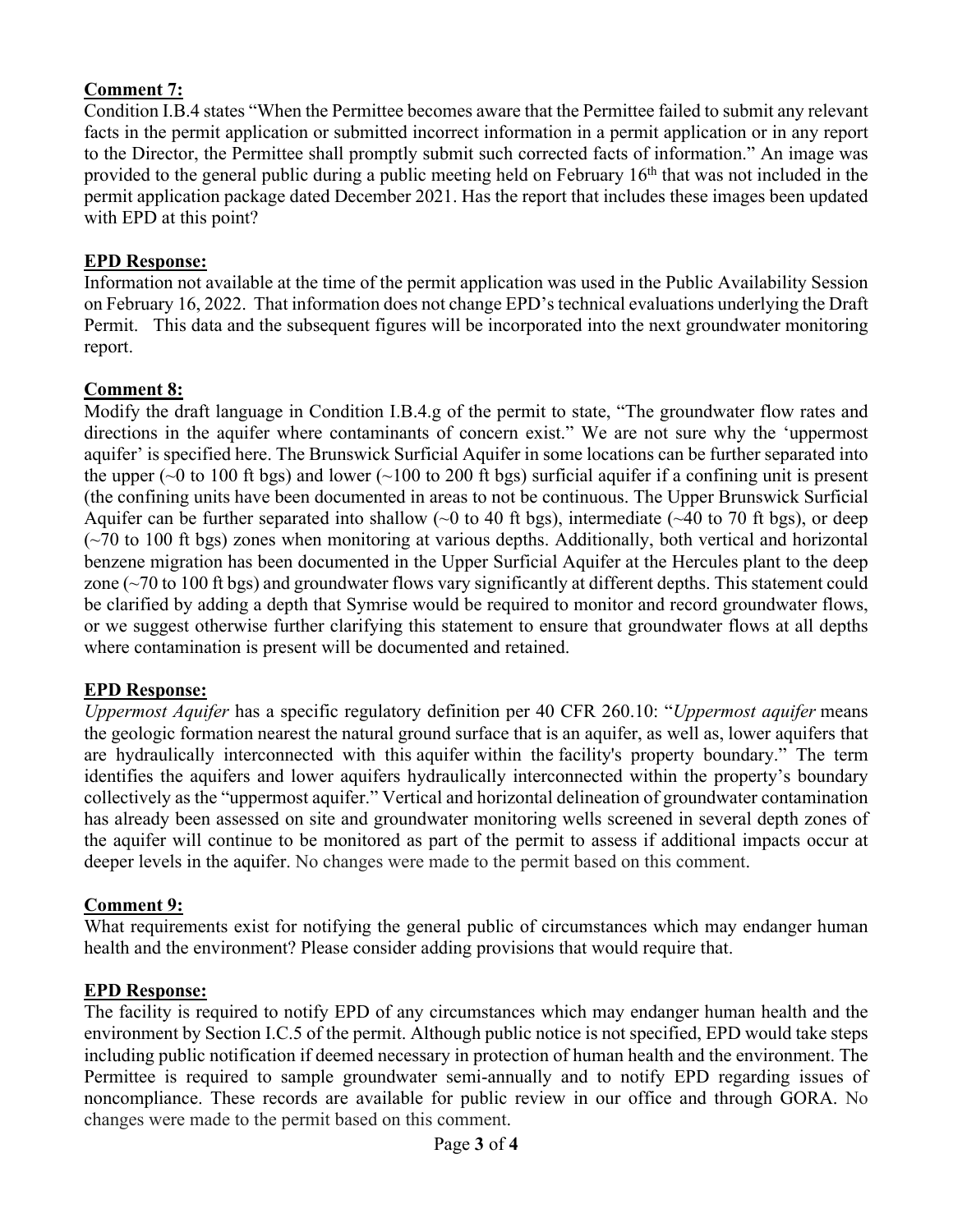**Comment 7:**
Condition I.B.4 states "When the Permittee becomes aware that the Permittee failed to submit any relevant facts in the permit application or submitted incorrect information in a permit application or in any report to the Director, the Permittee shall promptly submit such corrected facts of information." An image was provided to the general public during a public meeting held on February 16th that was not included in the permit application package dated December 2021. Has the report that includes these images been updated with EPD at this point?

**EPD Response:**
Information not available at the time of the permit application was used in the Public Availability Session on February 16, 2022. That information does not change EPD's technical evaluations underlying the Draft Permit. This data and the subsequent figures will be incorporated into the next groundwater monitoring report.

**Comment 8:**
Modify the draft language in Condition I.B.4.g of the permit to state, "The groundwater flow rates and directions in the aquifer where contaminants of concern exist." We are not sure why the 'uppermost aquifer' is specified here. The Brunswick Surficial Aquifer in some locations can be further separated into the upper (~0 to 100 ft bgs) and lower (~100 to 200 ft bgs) surficial aquifer if a confining unit is present (the confining units have been documented in areas to not be continuous. The Upper Brunswick Surficial Aquifer can be further separated into shallow (~0 to 40 ft bgs), intermediate (~40 to 70 ft bgs), or deep (~70 to 100 ft bgs) zones when monitoring at various depths. Additionally, both vertical and horizontal benzene migration has been documented in the Upper Surficial Aquifer at the Hercules plant to the deep zone (~70 to 100 ft bgs) and groundwater flows vary significantly at different depths. This statement could be clarified by adding a depth that Symrise would be required to monitor and record groundwater flows, or we suggest otherwise further clarifying this statement to ensure that groundwater flows at all depths where contamination is present will be documented and retained.

**EPD Response:**
*Uppermost Aquifer* has a specific regulatory definition per 40 CFR 260.10: "*Uppermost aquifer* means the geologic formation nearest the natural ground surface that is an aquifer, as well as, lower aquifers that are hydraulically interconnected with this aquifer within the facility's property boundary." The term identifies the aquifers and lower aquifers hydraulically interconnected within the property's boundary collectively as the "uppermost aquifer." Vertical and horizontal delineation of groundwater contamination has already been assessed on site and groundwater monitoring wells screened in several depth zones of the aquifer will continue to be monitored as part of the permit to assess if additional impacts occur at deeper levels in the aquifer. No changes were made to the permit based on this comment.

**Comment 9:**
What requirements exist for notifying the general public of circumstances which may endanger human health and the environment? Please consider adding provisions that would require that.

**EPD Response:**
The facility is required to notify EPD of any circumstances which may endanger human health and the environment by Section I.C.5 of the permit. Although public notice is not specified, EPD would take steps including public notification if deemed necessary in protection of human health and the environment. The Permittee is required to sample groundwater semi-annually and to notify EPD regarding issues of noncompliance. These records are available for public review in our office and through GORA. No changes were made to the permit based on this comment.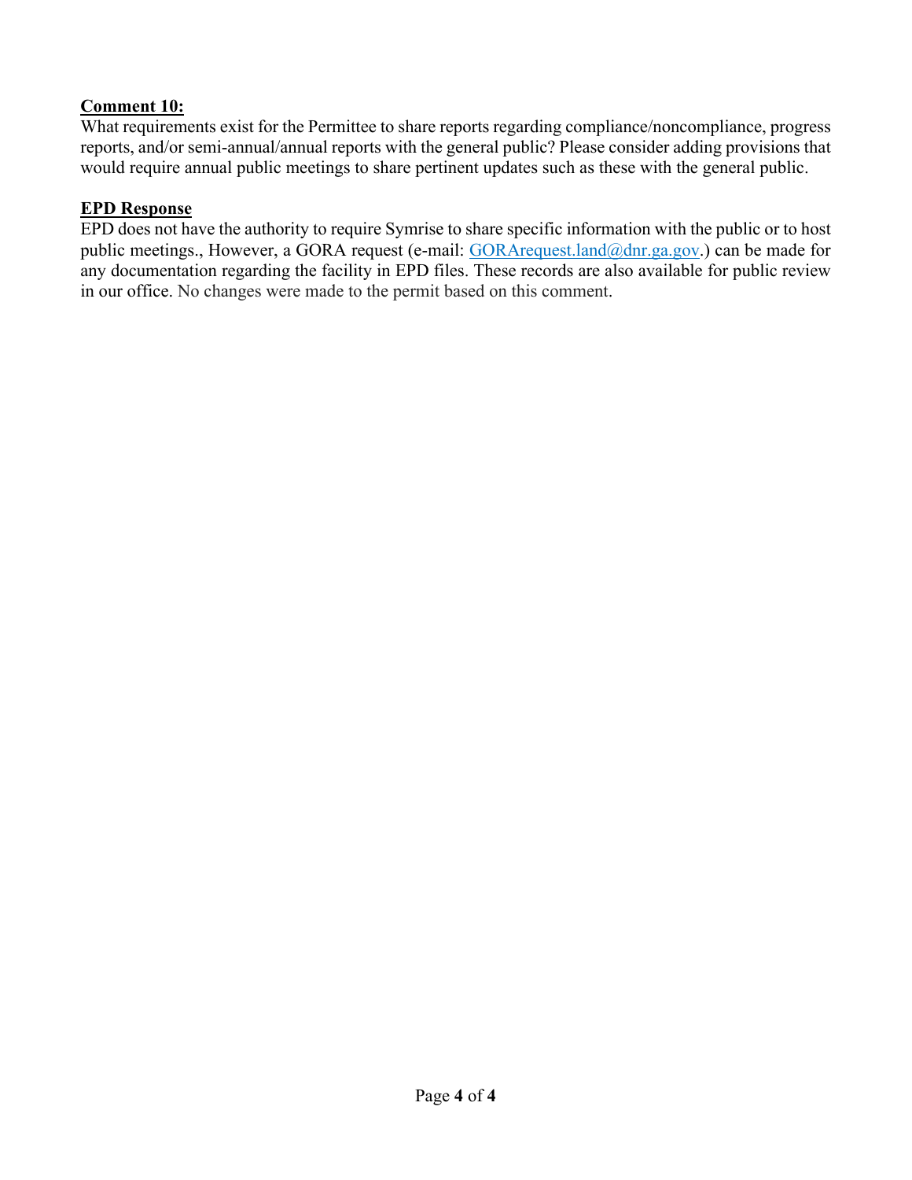**Comment 10:**

What requirements exist for the Permittee to share reports regarding compliance/noncompliance, progress reports, and/or semi-annual/annual reports with the general public? Please consider adding provisions that would require annual public meetings to share pertinent updates such as these with the general public.

**EPD Response**

EPD does not have the authority to require Symrise to share specific information with the public or to host public meetings., However, a GORA request (e-mail: GORArequest.land@dnr.ga.gov.) can be made for any documentation regarding the facility in EPD files. These records are also available for public review in our office. No changes were made to the permit based on this comment.